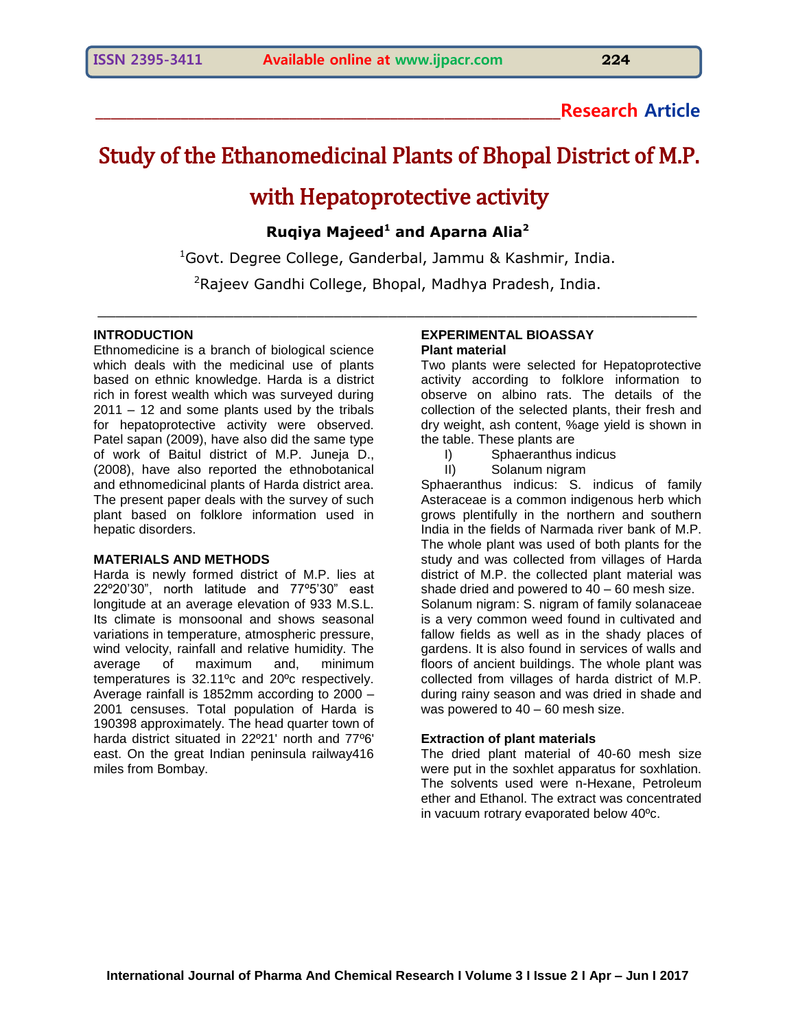**Research Article**

# Study of the Ethanomedicinal Plants of Bhopal District of M.P. with Hepatoprotective activity

**Ruqiya Majeed[1] and Aparna Alia[2]**

[1]Govt. Degree College, Ganderbal, Jammu & Kashmir, India.

[2]Rajeev Gandhi College, Bhopal, Madhya Pradesh, India.

## INTRODUCTION

Ethnomedicine is a branch of biological science which deals with the medicinal use of plants based on ethnic knowledge. Harda is a district rich in forest wealth which was surveyed during 2011 – 12 and some plants used by the tribals for hepatoprotective activity were observed. Patel sapan (2009), have also did the same type of work of Baitul district of M.P. Juneja D., (2008), have also reported the ethnobotanical and ethnomedicinal plants of Harda district area. The present paper deals with the survey of such plant based on folklore information used in hepatic disorders.

## MATERIALS AND METHODS

Harda is newly formed district of M.P. lies at 22º20'30", north latitude and 77º5'30" east longitude at an average elevation of 933 M.S.L. Its climate is monsoonal and shows seasonal variations in temperature, atmospheric pressure, wind velocity, rainfall and relative humidity. The average of maximum and, minimum temperatures is 32.11ºc and 20ºc respectively. Average rainfall is 1852mm according to 2000 – 2001 censuses. Total population of Harda is 190398 approximately. The head quarter town of harda district situated in 22º21' north and 77º6' east. On the great Indian peninsula railway416 miles from Bombay.

## EXPERIMENTAL BIOASSAY

### Plant material

Two plants were selected for Hepatoprotective activity according to folklore information to observe on albino rats. The details of the collection of the selected plants, their fresh and dry weight, ash content, %age yield is shown in the table. These plants are

I) Sphaeranthus indicus
II) Solanum nigram

Sphaeranthus indicus: S. indicus of family Asteraceae is a common indigenous herb which grows plentifully in the northern and southern India in the fields of Narmada river bank of M.P. The whole plant was used of both plants for the study and was collected from villages of Harda district of M.P. the collected plant material was shade dried and powered to 40 – 60 mesh size.

Solanum nigram: S. nigram of family solanaceae is a very common weed found in cultivated and fallow fields as well as in the shady places of gardens. It is also found in services of walls and floors of ancient buildings. The whole plant was collected from villages of harda district of M.P. during rainy season and was dried in shade and was powered to 40 – 60 mesh size.

### Extraction of plant materials

The dried plant material of 40-60 mesh size were put in the soxhlet apparatus for soxhlation. The solvents used were n-Hexane, Petroleum ether and Ethanol. The extract was concentrated in vacuum rotrary evaporated below 40ºc.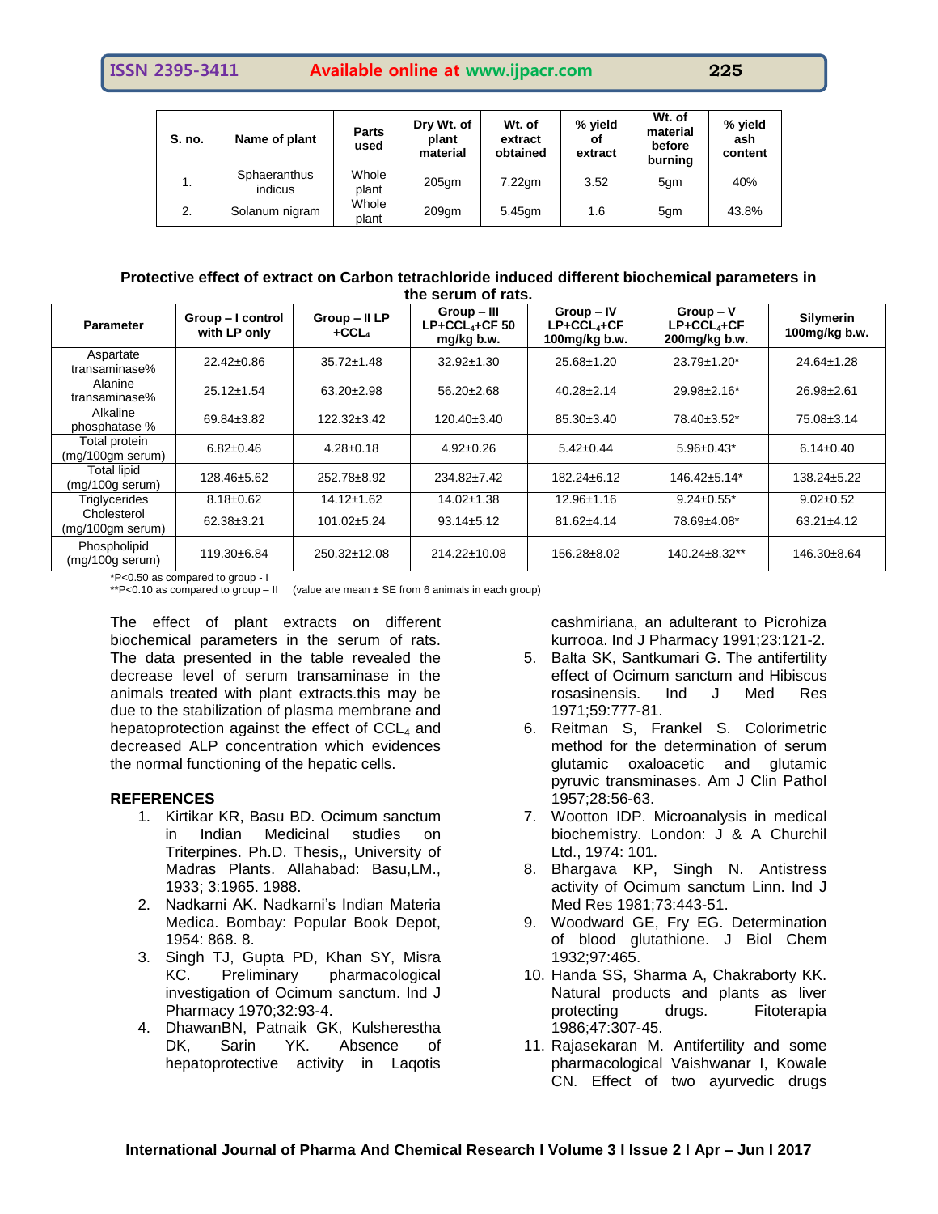| S. no. | Name of plant | Parts used | Dry Wt. of plant material | Wt. of extract obtained | % yield of extract | Wt. of material before burning | % yield ash content |
|---|---|---|---|---|---|---|---|
| 1. | Sphaeranthus indicus | Whole plant | 205gm | 7.22gm | 3.52 | 5gm | 40% |
| 2. | Solanum nigram | Whole plant | 209gm | 5.45gm | 1.6 | 5gm | 43.8% |

**Protective effect of extract on Carbon tetrachloride induced different biochemical parameters in the serum of rats.**

| Parameter | Group – I control with LP only | Group – II LP +$CCL_4$ | Group – III LP+$CCL_4$+CF 50 mg/kg b.w. | Group – IV LP+$CCL_4$+CF 100mg/kg b.w. | Group – V LP+$CCL_4$+CF 200mg/kg b.w. | Silymerin 100mg/kg b.w. |
|---|---|---|---|---|---|---|
| Aspartate transaminase% | 22.42±0.86 | 35.72±1.48 | 32.92±1.30 | 25.68±1.20 | 23.79±1.20* | 24.64±1.28 |
| Alanine transaminase% | 25.12±1.54 | 63.20±2.98 | 56.20±2.68 | 40.28±2.14 | 29.98±2.16* | 26.98±2.61 |
| Alkaline phosphatase % | 69.84±3.82 | 122.32±3.42 | 120.40±3.40 | 85.30±3.40 | 78.40±3.52* | 75.08±3.14 |
| Total protein (mg/100gm serum) | 6.82±0.46 | 4.28±0.18 | 4.92±0.26 | 5.42±0.44 | 5.96±0.43* | 6.14±0.40 |
| Total lipid (mg/100g serum) | 128.46±5.62 | 252.78±8.92 | 234.82±7.42 | 182.24±6.12 | 146.42±5.14* | 138.24±5.22 |
| Triglycerides | 8.18±0.62 | 14.12±1.62 | 14.02±1.38 | 12.96±1.16 | 9.24±0.55* | 9.02±0.52 |
| Cholesterol (mg/100gm serum) | 62.38±3.21 | 101.02±5.24 | 93.14±5.12 | 81.62±4.14 | 78.69±4.08* | 63.21±4.12 |
| Phospholipid (mg/100g serum) | 119.30±6.84 | 250.32±12.08 | 214.22±10.08 | 156.28±8.02 | 140.24±8.32** | 146.30±8.64 |

*P<0.50 as compared to group - I
**P<0.10 as compared to group – II (value are mean ± SE from 6 animals in each group)

The effect of plant extracts on different biochemical parameters in the serum of rats. The data presented in the table revealed the decrease level of serum transaminase in the animals treated with plant extracts.this may be due to the stabilization of plasma membrane and hepatoprotection against the effect of $CCL_4$ and decreased ALP concentration which evidences the normal functioning of the hepatic cells.

## REFERENCES

1. Kirtikar KR, Basu BD. Ocimum sanctum in Indian Medicinal studies on Triterpines. Ph.D. Thesis,, University of Madras Plants. Allahabad: Basu,LM., 1933; 3:1965. 1988.
2. Nadkarni AK. Nadkarni's Indian Materia Medica. Bombay: Popular Book Depot, 1954: 868. 8.
3. Singh TJ, Gupta PD, Khan SY, Misra KC. Preliminary pharmacological investigation of Ocimum sanctum. Ind J Pharmacy 1970;32:93-4.
4. DhawanBN, Patnaik GK, Kulsherestha DK, Sarin YK. Absence of hepatoprotective activity in Laqotis cashmiriana, an adulterant to Picrohiza kurrooa. Ind J Pharmacy 1991;23:121-2.
5. Balta SK, Santkumari G. The antifertility effect of Ocimum sanctum and Hibiscus rosasinensis. Ind J Med Res 1971;59:777-81.
6. Reitman S, Frankel S. Colorimetric method for the determination of serum glutamic oxaloacetic and glutamic pyruvic transminases. Am J Clin Pathol 1957;28:56-63.
7. Wootton IDP. Microanalysis in medical biochemistry. London: J & A Churchil Ltd., 1974: 101.
8. Bhargava KP, Singh N. Antistress activity of Ocimum sanctum Linn. Ind J Med Res 1981;73:443-51.
9. Woodward GE, Fry EG. Determination of blood glutathione. J Biol Chem 1932;97:465.
10. Handa SS, Sharma A, Chakraborty KK. Natural products and plants as liver protecting drugs. Fitoterapia 1986;47:307-45.
11. Rajasekaran M. Antifertility and some pharmacological Vaishwanar I, Kowale CN. Effect of two ayurvedic drugs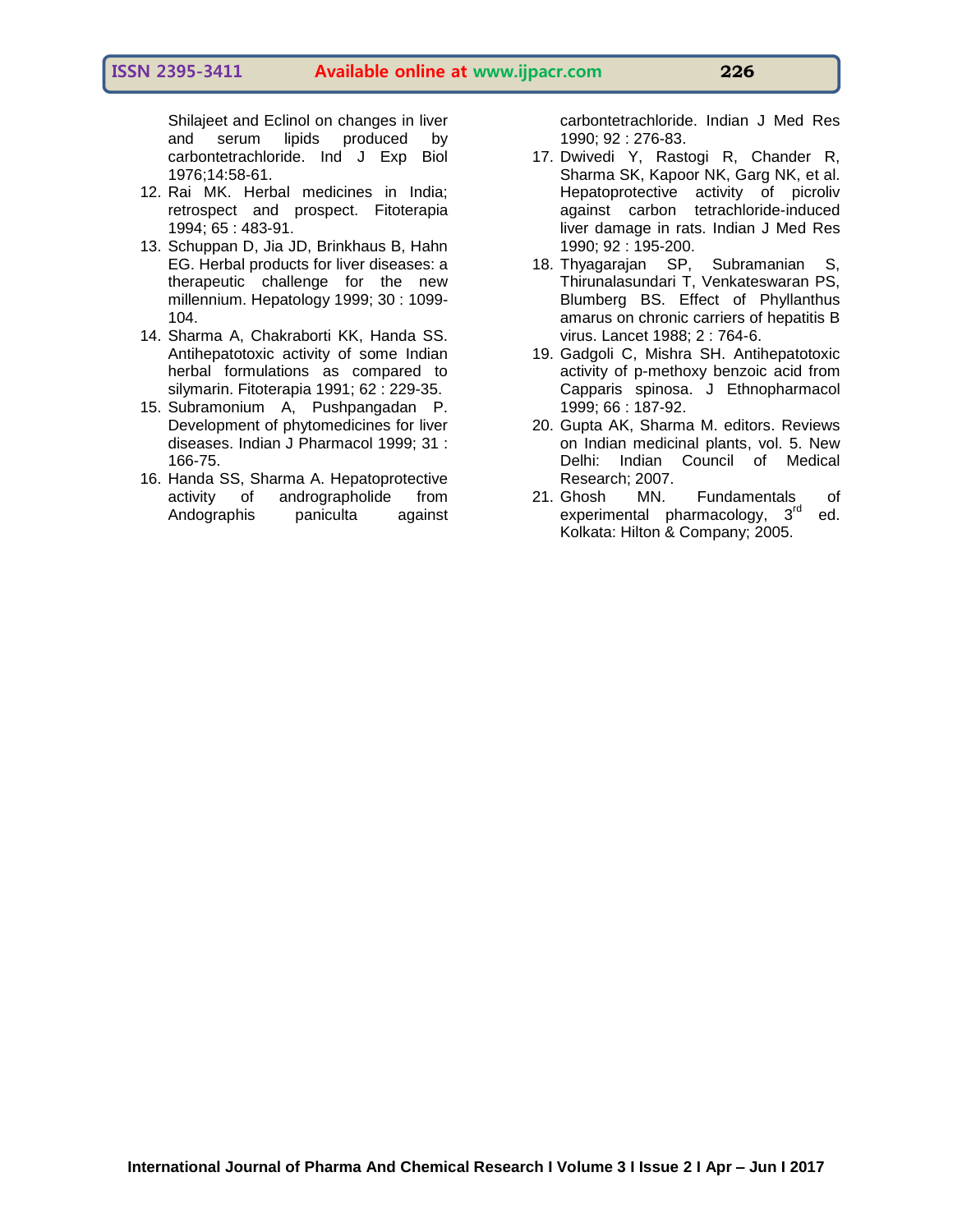Shilajeet and Eclinol on changes in liver and serum lipids produced by carbontetrachloride. Ind J Exp Biol 1976;14:58-61.

12. Rai MK. Herbal medicines in India; retrospect and prospect. Fitoterapia 1994; 65 : 483-91.
13. Schuppan D, Jia JD, Brinkhaus B, Hahn EG. Herbal products for liver diseases: a therapeutic challenge for the new millennium. Hepatology 1999; 30 : 1099-104.
14. Sharma A, Chakraborti KK, Handa SS. Antihepatotoxic activity of some Indian herbal formulations as compared to silymarin. Fitoterapia 1991; 62 : 229-35.
15. Subramonium A, Pushpangadan P. Development of phytomedicines for liver diseases. Indian J Pharmacol 1999; 31 : 166-75.
16. Handa SS, Sharma A. Hepatoprotective activity of andrographolide from Andographis paniculta against carbontetrachloride. Indian J Med Res 1990; 92 : 276-83.
17. Dwivedi Y, Rastogi R, Chander R, Sharma SK, Kapoor NK, Garg NK, et al. Hepatoprotective activity of picroliv against carbon tetrachloride-induced liver damage in rats. Indian J Med Res 1990; 92 : 195-200.
18. Thyagarajan SP, Subramanian S, Thirunalasundari T, Venkateswaran PS, Blumberg BS. Effect of Phyllanthus amarus on chronic carriers of hepatitis B virus. Lancet 1988; 2 : 764-6.
19. Gadgoli C, Mishra SH. Antihepatotoxic activity of p-methoxy benzoic acid from Capparis spinosa. J Ethnopharmacol 1999; 66 : 187-92.
20. Gupta AK, Sharma M. editors. Reviews on Indian medicinal plants, vol. 5. New Delhi: Indian Council of Medical Research; 2007.
21. Ghosh MN. Fundamentals of experimental pharmacology, 3rd ed. Kolkata: Hilton & Company; 2005.